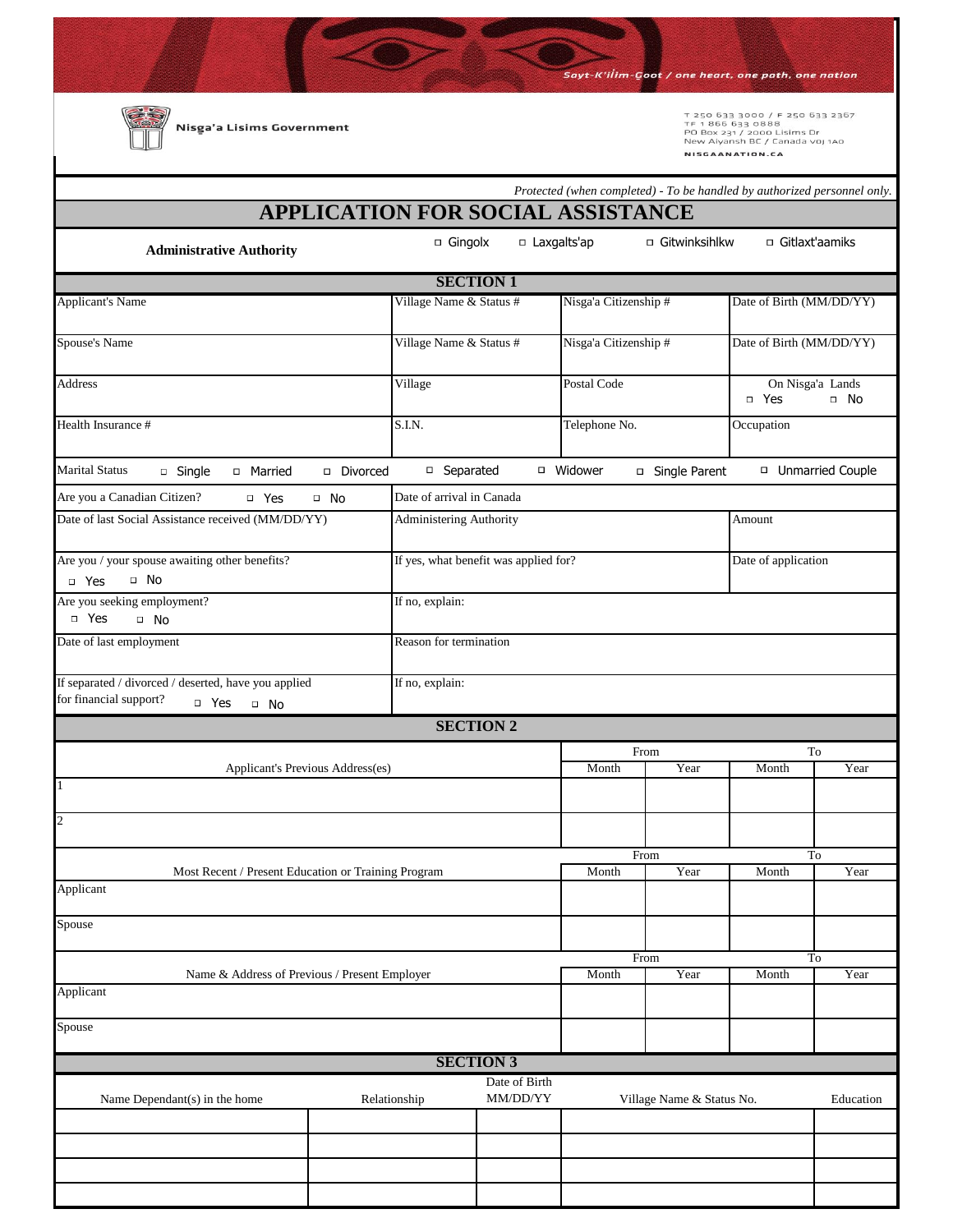Sayt-K'ilim-Goot / one heart, one path, one nation

Nisga'a Lisims Government

T 250 633 3000 / F 250 633 2367
TF 1 866 633 0888
PO Box 231 / 2000 Lisims Dr
New Aiyansh BC / Canada V0J 1A0
NISGAANATION.CA

*Protected (when completed) - To be handled by authorized personnel only.*

# APPLICATION FOR SOCIAL ASSISTANCE

| **Administrative Authority** | ☐ Gingolx | ☐ Laxgalts'ap | ☐ Gitwinksihlkw | ☐ Gitlaxt'aamiks |
|---|---|---|---|---|

## SECTION 1

| Applicant's Name | Village Name & Status # | Nisga'a Citizenship # | Date of Birth (MM/DD/YY) |
|---|---|---|---|
| Spouse's Name | Village Name & Status # | Nisga'a Citizenship # | Date of Birth (MM/DD/YY) |
| Address | Village | Postal Code | On Nisga'a Lands ☐ Yes ☐ No |
| Health Insurance # | S.I.N. | Telephone No. | Occupation |

Marital Status ☐ Single ☐ Married ☐ Divorced ☐ Separated ☐ Widower ☐ Single Parent ☐ Unmarried Couple

| Are you a Canadian Citizen? ☐ Yes ☐ No | Date of arrival in Canada | |
|---|---|---|
| Date of last Social Assistance received (MM/DD/YY) | Administering Authority | Amount |
| Are you / your spouse awaiting other benefits? ☐ Yes ☐ No | If yes, what benefit was applied for? | Date of application |
| Are you seeking employment? ☐ Yes ☐ No | If no, explain: | |
| Date of last employment | Reason for termination | |
| If separated / divorced / deserted, have you applied for financial support? ☐ Yes ☐ No | If no, explain: | |

## SECTION 2

| Applicant's Previous Address(es) | From | | To | |
|---|---|---|---|---|
| | Month | Year | Month | Year |
| 1 | | | | |
| 2 | | | | |

| Most Recent / Present Education or Training Program | From | | To | |
|---|---|---|---|---|
| | Month | Year | Month | Year |
| Applicant | | | | |
| Spouse | | | | |

| Name & Address of Previous / Present Employer | From | | To | |
|---|---|---|---|---|
| | Month | Year | Month | Year |
| Applicant | | | | |
| Spouse | | | | |

## SECTION 3

| Name Dependant(s) in the home | Relationship | Date of Birth MM/DD/YY | Village Name & Status No. | Education |
|---|---|---|---|---|
| | | | | |
| | | | | |
| | | | | |
| | | | | |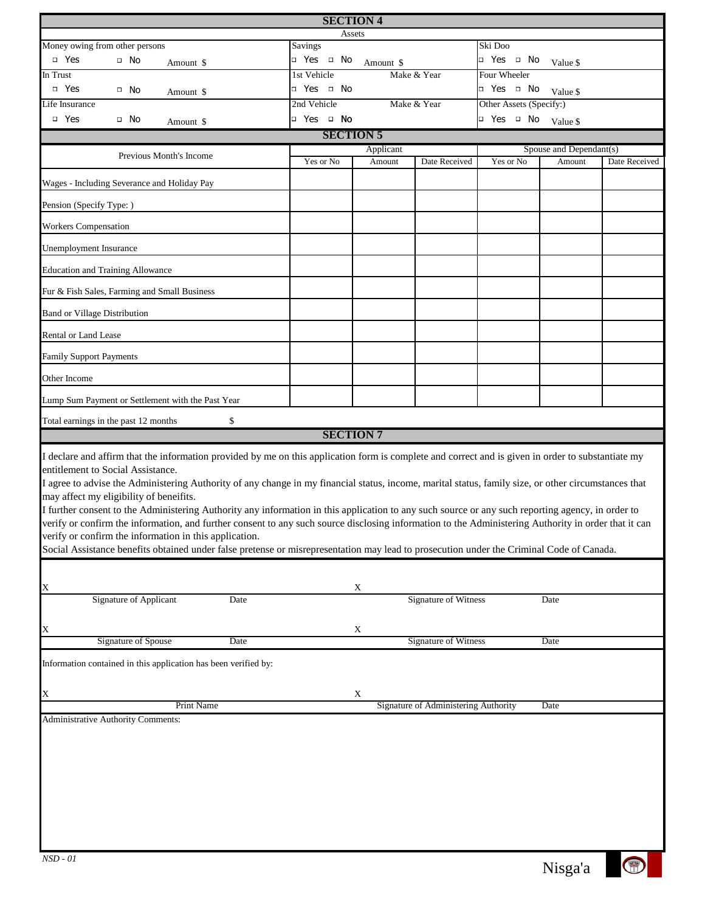## SECTION 4

Assets

| | | |
|---|---|---|
| Money owing from other persons<br>□ Yes □ No Amount $ | Savings<br>□ Yes □ No Amount $ | Ski Doo<br>□ Yes □ No Value $ |
| In Trust<br>□ Yes □ No Amount $ | 1st Vehicle Make & Year<br>□ Yes □ No | Four Wheeler<br>□ Yes □ No Value $ |
| Life Insurance<br>□ Yes □ No Amount $ | 2nd Vehicle Make & Year<br>□ Yes □ No | Other Assets (Specify:)<br>□ Yes □ No Value $ |

## SECTION 5

| Previous Month's Income | Applicant | | | Spouse and Dependant(s) | | |
|---|---|---|---|---|---|---|
| | Yes or No | Amount | Date Received | Yes or No | Amount | Date Received |
| Wages - Including Severance and Holiday Pay | | | | | | |
| Pension (Specify Type: ) | | | | | | |
| Workers Compensation | | | | | | |
| Unemployment Insurance | | | | | | |
| Education and Training Allowance | | | | | | |
| Fur & Fish Sales, Farming and Small Business | | | | | | |
| Band or Village Distribution | | | | | | |
| Rental or Land Lease | | | | | | |
| Family Support Payments | | | | | | |
| Other Income | | | | | | |
| Lump Sum Payment or Settlement with the Past Year | | | | | | |

Total earnings in the past 12 months $

## SECTION 7

I declare and affirm that the information provided by me on this application form is complete and correct and is given in order to substantiate my entitlement to Social Assistance.

I agree to advise the Administering Authority of any change in my financial status, income, marital status, family size, or other circumstances that may affect my eligibility of benefits.

I further consent to the Administering Authority any information in this application to any such source or any such reporting agency, in order to verify or confirm the information, and further consent to any such source disclosing information to the Administering Authority in order that it can verify or confirm the information in this application.

Social Assistance benefits obtained under false pretense or misrepresentation may lead to prosecution under the Criminal Code of Canada.

X ______________________ Signature of Applicant Date

X ______________________ Signature of Witness Date

X ______________________ Signature of Spouse Date

X ______________________ Signature of Witness Date

Information contained in this application has been verified by:

X ______________________ Print Name

X ______________________ Signature of Administering Authority Date

Administrative Authority Comments:

NSD - 01

Nisga'a